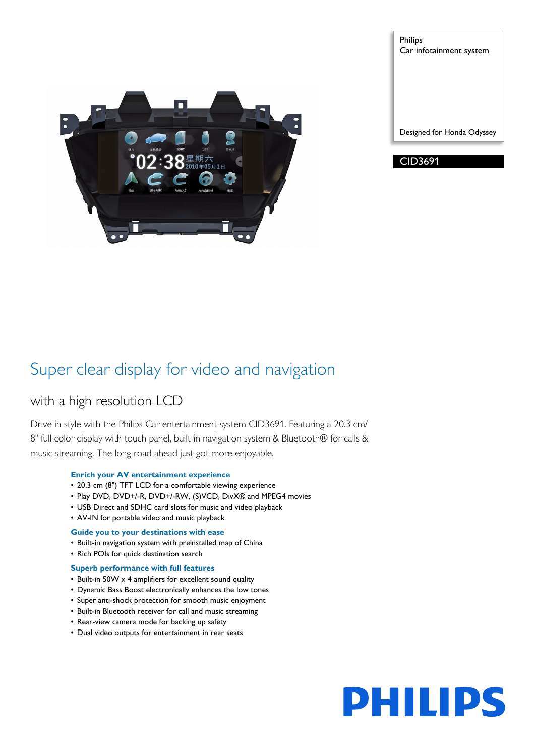Philips
Car infotainment system

Designed for Honda Odyssey

CID3691

# Super clear display for video and navigation

## with a high resolution LCD

Drive in style with the Philips Car entertainment system CID3691. Featuring a 20.3 cm/ 8" full color display with touch panel, built-in navigation system & Bluetooth® for calls & music streaming. The long road ahead just got more enjoyable.

**Enrich your AV entertainment experience**

- 20.3 cm (8") TFT LCD for a comfortable viewing experience
- Play DVD, DVD+/-R, DVD+/-RW, (S)VCD, DivX® and MPEG4 movies
- USB Direct and SDHC card slots for music and video playback
- AV-IN for portable video and music playback

**Guide you to your destinations with ease**

- Built-in navigation system with preinstalled map of China
- Rich POIs for quick destination search

**Superb performance with full features**

- Built-in 50W x 4 amplifiers for excellent sound quality
- Dynamic Bass Boost electronically enhances the low tones
- Super anti-shock protection for smooth music enjoyment
- Built-in Bluetooth receiver for call and music streaming
- Rear-view camera mode for backing up safety
- Dual video outputs for entertainment in rear seats

PHILIPS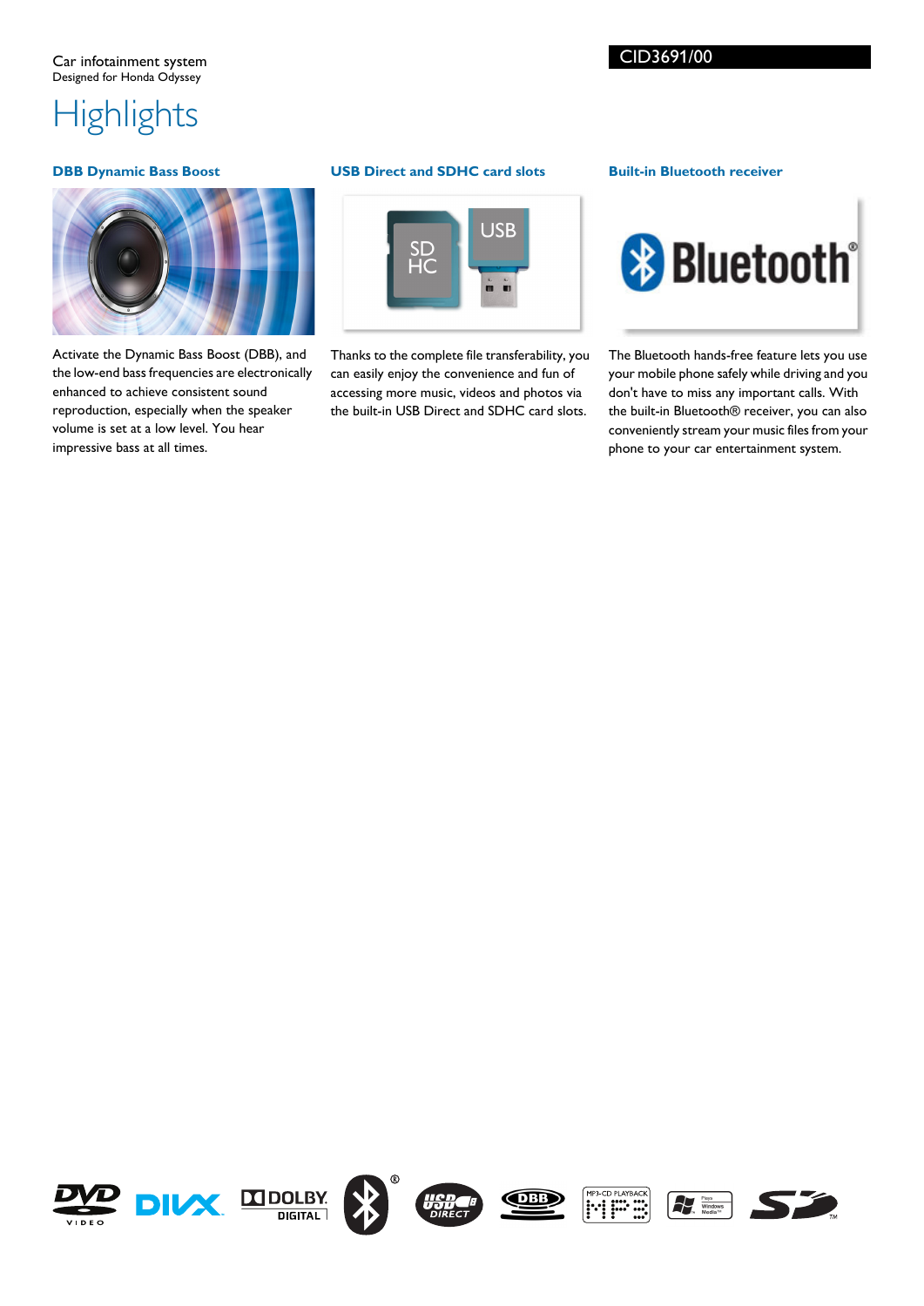Car infotainment system
Designed for Honda Odyssey

CID3691/00

# Highlights

### DBB Dynamic Bass Boost

Activate the Dynamic Bass Boost (DBB), and the low-end bass frequencies are electronically enhanced to achieve consistent sound reproduction, especially when the speaker volume is set at a low level. You hear impressive bass at all times.

### USB Direct and SDHC card slots

Thanks to the complete file transferability, you can easily enjoy the convenience and fun of accessing more music, videos and photos via the built-in USB Direct and SDHC card slots.

### Built-in Bluetooth receiver

The Bluetooth hands-free feature lets you use your mobile phone safely while driving and you don't have to miss any important calls. With the built-in Bluetooth® receiver, you can also conveniently stream your music files from your phone to your car entertainment system.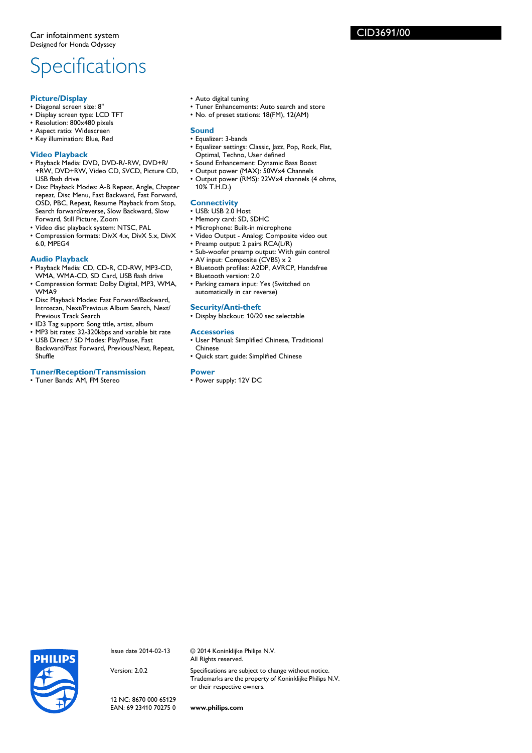Car infotainment system
Designed for Honda Odyssey

CID3691/00

# Specifications

### Picture/Display

- Diagonal screen size: 8"
- Display screen type: LCD TFT
- Resolution: 800x480 pixels
- Aspect ratio: Widescreen
- Key illumination: Blue, Red

### Video Playback

- Playback Media: DVD, DVD-R/-RW, DVD+R/+RW, DVD+RW, Video CD, SVCD, Picture CD, USB flash drive
- Disc Playback Modes: A-B Repeat, Angle, Chapter repeat, Disc Menu, Fast Backward, Fast Forward, OSD, PBC, Repeat, Resume Playback from Stop, Search forward/reverse, Slow Backward, Slow Forward, Still Picture, Zoom
- Video disc playback system: NTSC, PAL
- Compression formats: DivX 4.x, DivX 5.x, DivX 6.0, MPEG4

### Audio Playback

- Playback Media: CD, CD-R, CD-RW, MP3-CD, WMA, WMA-CD, SD Card, USB flash drive
- Compression format: Dolby Digital, MP3, WMA, WMA9
- Disc Playback Modes: Fast Forward/Backward, Introscan, Next/Previous Album Search, Next/Previous Track Search
- ID3 Tag support: Song title, artist, album
- MP3 bit rates: 32-320kbps and variable bit rate
- USB Direct / SD Modes: Play/Pause, Fast Backward/Fast Forward, Previous/Next, Repeat, Shuffle

### Tuner/Reception/Transmission

- Tuner Bands: AM, FM Stereo
- Auto digital tuning
- Tuner Enhancements: Auto search and store
- No. of preset stations: 18(FM), 12(AM)

### Sound

- Equalizer: 3-bands
- Equalizer settings: Classic, Jazz, Pop, Rock, Flat, Optimal, Techno, User defined
- Sound Enhancement: Dynamic Bass Boost
- Output power (MAX): 50Wx4 Channels
- Output power (RMS): 22Wx4 channels (4 ohms, 10% T.H.D.)

### Connectivity

- USB: USB 2.0 Host
- Memory card: SD, SDHC
- Microphone: Built-in microphone
- Video Output - Analog: Composite video out
- Preamp output: 2 pairs RCA(L/R)
- Sub-woofer preamp output: With gain control
- AV input: Composite (CVBS) x 2
- Bluetooth profiles: A2DP, AVRCP, Handsfree
- Bluetooth version: 2.0
- Parking camera input: Yes (Switched on automatically in car reverse)

### Security/Anti-theft

- Display blackout: 10/20 sec selectable

### Accessories

- User Manual: Simplified Chinese, Traditional Chinese
- Quick start guide: Simplified Chinese

### Power

- Power supply: 12V DC

Issue date 2014-02-13

Version: 2.0.2

12 NC: 8670 000 65129
EAN: 69 23410 70275 0

© 2014 Koninklijke Philips N.V.
All Rights reserved.

Specifications are subject to change without notice. Trademarks are the property of Koninklijke Philips N.V. or their respective owners.

**www.philips.com**